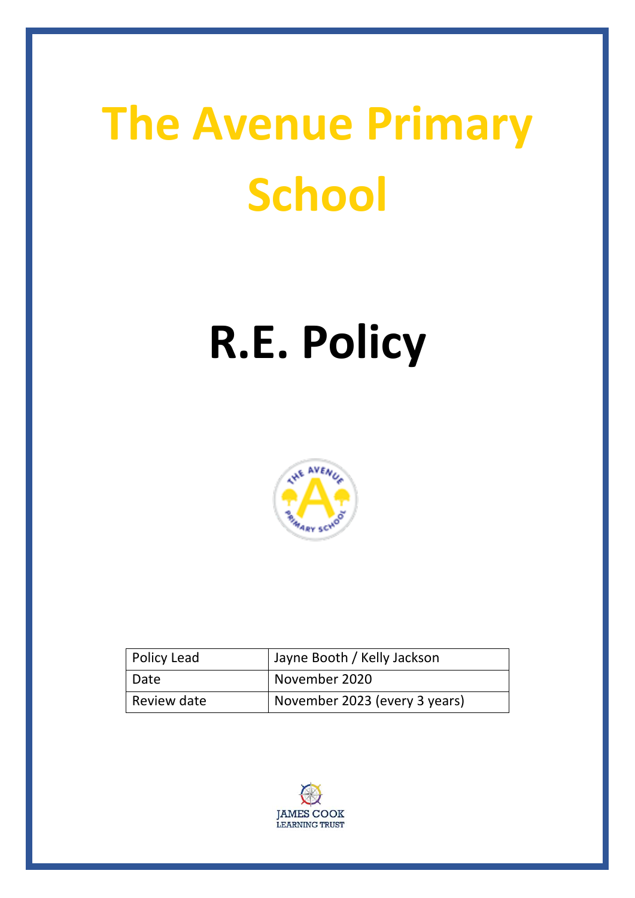# The Avenue Primary School

# R.E. Policy

| Policy Lead | Jayne Booth / Kelly Jackson |
| --- | --- |
| Date | November 2020 |
| Review date | November 2023 (every 3 years) |

JAMES COOK LEARNING TRUST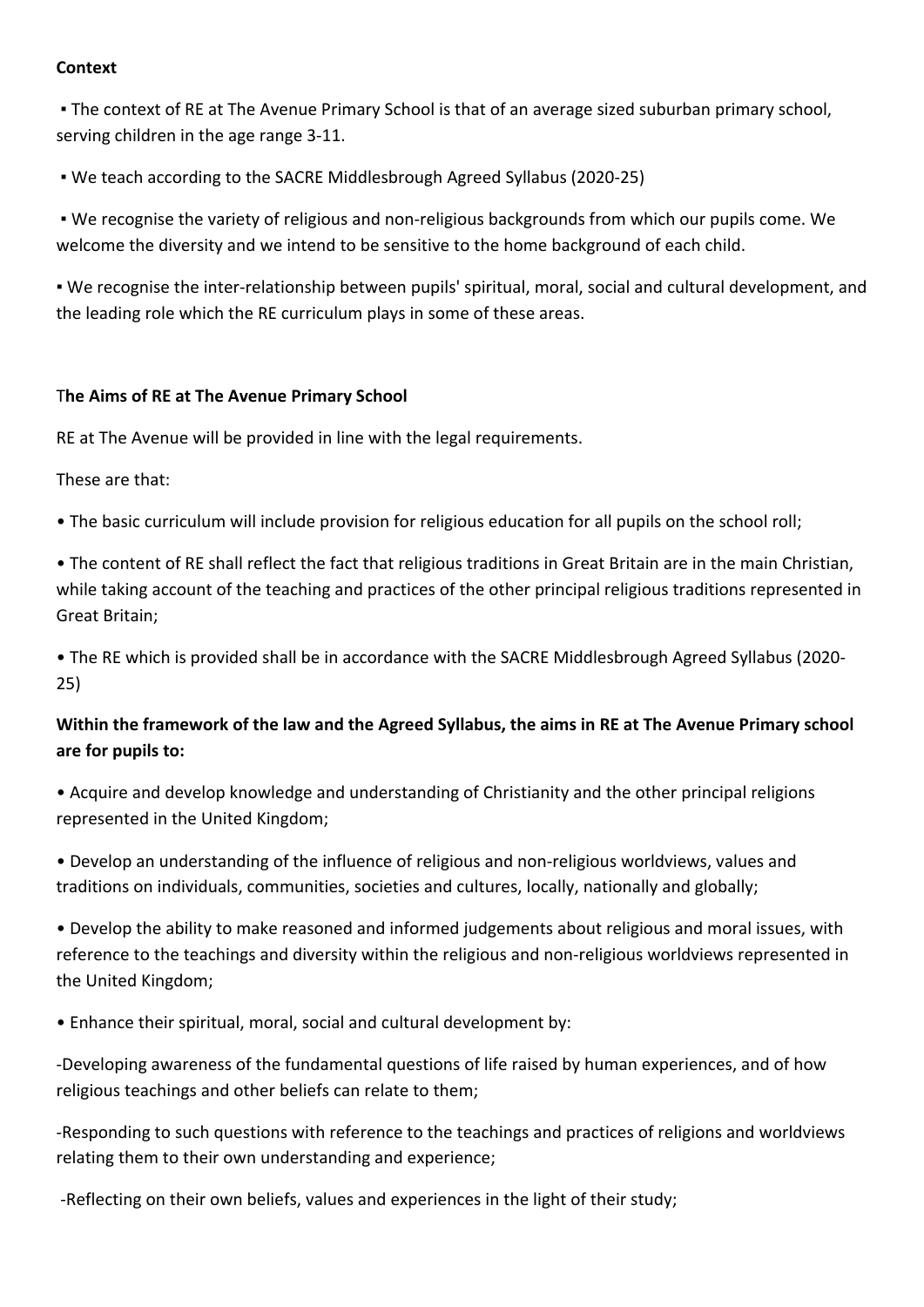**Context**

▪ The context of RE at The Avenue Primary School is that of an average sized suburban primary school, serving children in the age range 3-11.

▪ We teach according to the SACRE Middlesbrough Agreed Syllabus (2020-25)

▪ We recognise the variety of religious and non-religious backgrounds from which our pupils come. We welcome the diversity and we intend to be sensitive to the home background of each child.

▪ We recognise the inter-relationship between pupils' spiritual, moral, social and cultural development, and the leading role which the RE curriculum plays in some of these areas.

**The Aims of RE at The Avenue Primary School**

RE at The Avenue will be provided in line with the legal requirements.

These are that:

- The basic curriculum will include provision for religious education for all pupils on the school roll;
- The content of RE shall reflect the fact that religious traditions in Great Britain are in the main Christian, while taking account of the teaching and practices of the other principal religious traditions represented in Great Britain;
- The RE which is provided shall be in accordance with the SACRE Middlesbrough Agreed Syllabus (2020-25)

**Within the framework of the law and the Agreed Syllabus, the aims in RE at The Avenue Primary school are for pupils to:**

- Acquire and develop knowledge and understanding of Christianity and the other principal religions represented in the United Kingdom;
- Develop an understanding of the influence of religious and non-religious worldviews, values and traditions on individuals, communities, societies and cultures, locally, nationally and globally;
- Develop the ability to make reasoned and informed judgements about religious and moral issues, with reference to the teachings and diversity within the religious and non-religious worldviews represented in the United Kingdom;
- Enhance their spiritual, moral, social and cultural development by:

-Developing awareness of the fundamental questions of life raised by human experiences, and of how religious teachings and other beliefs can relate to them;

-Responding to such questions with reference to the teachings and practices of religions and worldviews relating them to their own understanding and experience;

-Reflecting on their own beliefs, values and experiences in the light of their study;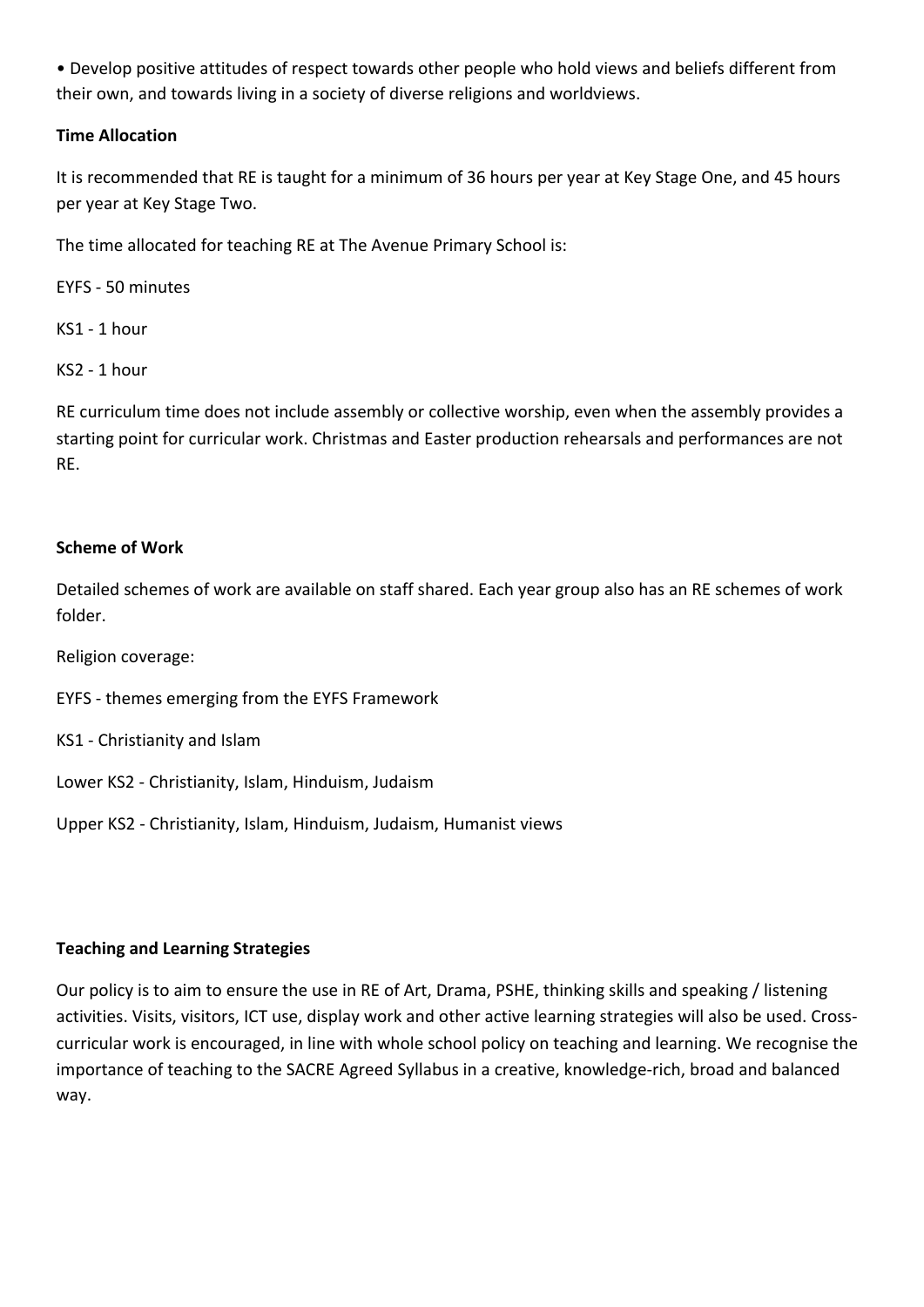- Develop positive attitudes of respect towards other people who hold views and beliefs different from their own, and towards living in a society of diverse religions and worldviews.

**Time Allocation**

It is recommended that RE is taught for a minimum of 36 hours per year at Key Stage One, and 45 hours per year at Key Stage Two.

The time allocated for teaching RE at The Avenue Primary School is:

EYFS - 50 minutes

KS1 - 1 hour

KS2 - 1 hour

RE curriculum time does not include assembly or collective worship, even when the assembly provides a starting point for curricular work. Christmas and Easter production rehearsals and performances are not RE.

**Scheme of Work**

Detailed schemes of work are available on staff shared. Each year group also has an RE schemes of work folder.

Religion coverage:

EYFS - themes emerging from the EYFS Framework

KS1 - Christianity and Islam

Lower KS2 - Christianity, Islam, Hinduism, Judaism

Upper KS2 - Christianity, Islam, Hinduism, Judaism, Humanist views

**Teaching and Learning Strategies**

Our policy is to aim to ensure the use in RE of Art, Drama, PSHE, thinking skills and speaking / listening activities. Visits, visitors, ICT use, display work and other active learning strategies will also be used. Cross-curricular work is encouraged, in line with whole school policy on teaching and learning. We recognise the importance of teaching to the SACRE Agreed Syllabus in a creative, knowledge-rich, broad and balanced way.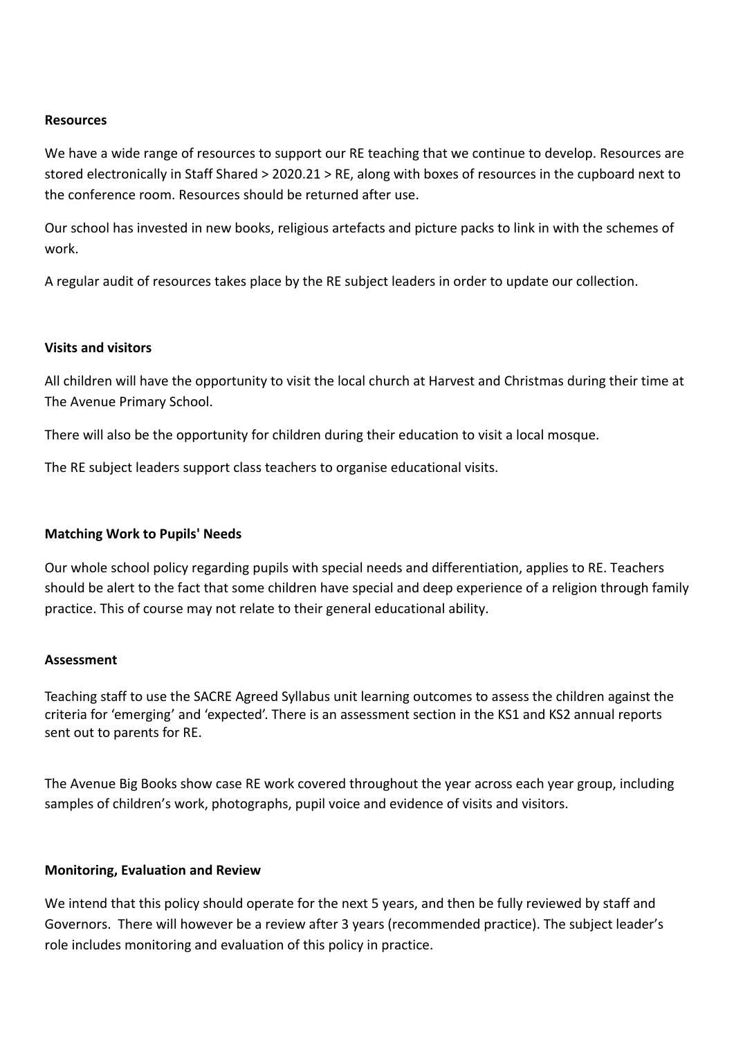**Resources**

We have a wide range of resources to support our RE teaching that we continue to develop. Resources are stored electronically in Staff Shared > 2020.21 > RE, along with boxes of resources in the cupboard next to the conference room. Resources should be returned after use.

Our school has invested in new books, religious artefacts and picture packs to link in with the schemes of work.

A regular audit of resources takes place by the RE subject leaders in order to update our collection.

**Visits and visitors**

All children will have the opportunity to visit the local church at Harvest and Christmas during their time at The Avenue Primary School.

There will also be the opportunity for children during their education to visit a local mosque.

The RE subject leaders support class teachers to organise educational visits.

**Matching Work to Pupils' Needs**

Our whole school policy regarding pupils with special needs and differentiation, applies to RE. Teachers should be alert to the fact that some children have special and deep experience of a religion through family practice. This of course may not relate to their general educational ability.

**Assessment**

Teaching staff to use the SACRE Agreed Syllabus unit learning outcomes to assess the children against the criteria for 'emerging' and 'expected'. There is an assessment section in the KS1 and KS2 annual reports sent out to parents for RE.

The Avenue Big Books show case RE work covered throughout the year across each year group, including samples of children's work, photographs, pupil voice and evidence of visits and visitors.

**Monitoring, Evaluation and Review**

We intend that this policy should operate for the next 5 years, and then be fully reviewed by staff and Governors. There will however be a review after 3 years (recommended practice). The subject leader's role includes monitoring and evaluation of this policy in practice.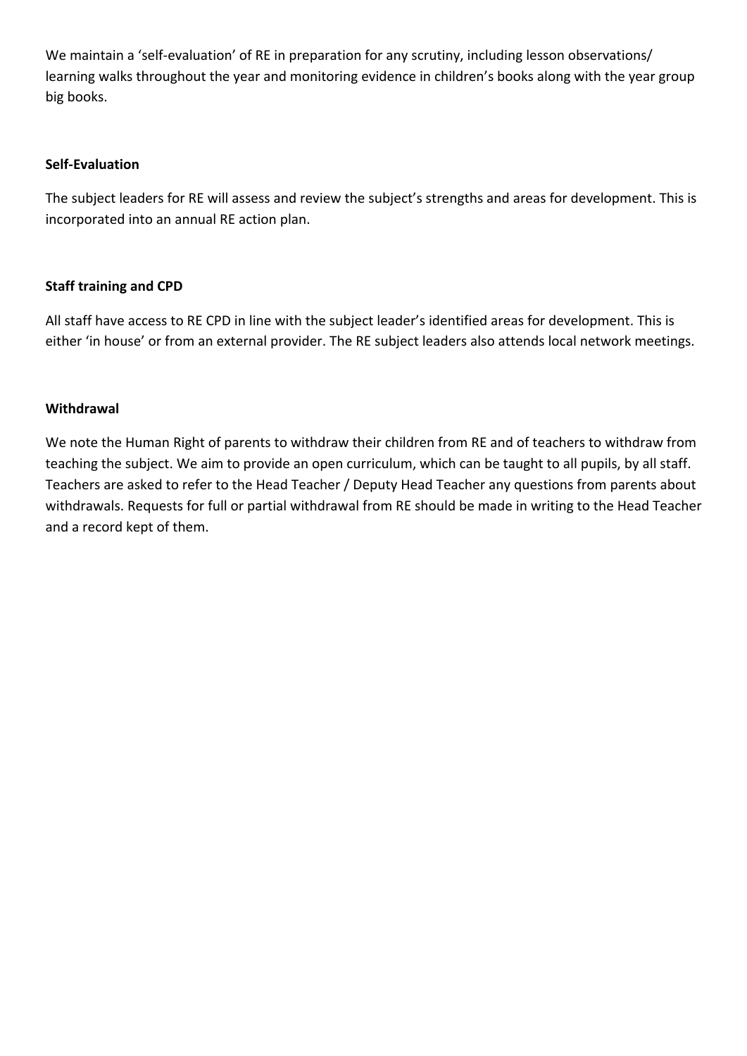We maintain a 'self-evaluation' of RE in preparation for any scrutiny, including lesson observations/ learning walks throughout the year and monitoring evidence in children's books along with the year group big books.

**Self-Evaluation**

The subject leaders for RE will assess and review the subject's strengths and areas for development. This is incorporated into an annual RE action plan.

**Staff training and CPD**

All staff have access to RE CPD in line with the subject leader's identified areas for development. This is either 'in house' or from an external provider. The RE subject leaders also attends local network meetings.

**Withdrawal**

We note the Human Right of parents to withdraw their children from RE and of teachers to withdraw from teaching the subject. We aim to provide an open curriculum, which can be taught to all pupils, by all staff. Teachers are asked to refer to the Head Teacher / Deputy Head Teacher any questions from parents about withdrawals. Requests for full or partial withdrawal from RE should be made in writing to the Head Teacher and a record kept of them.